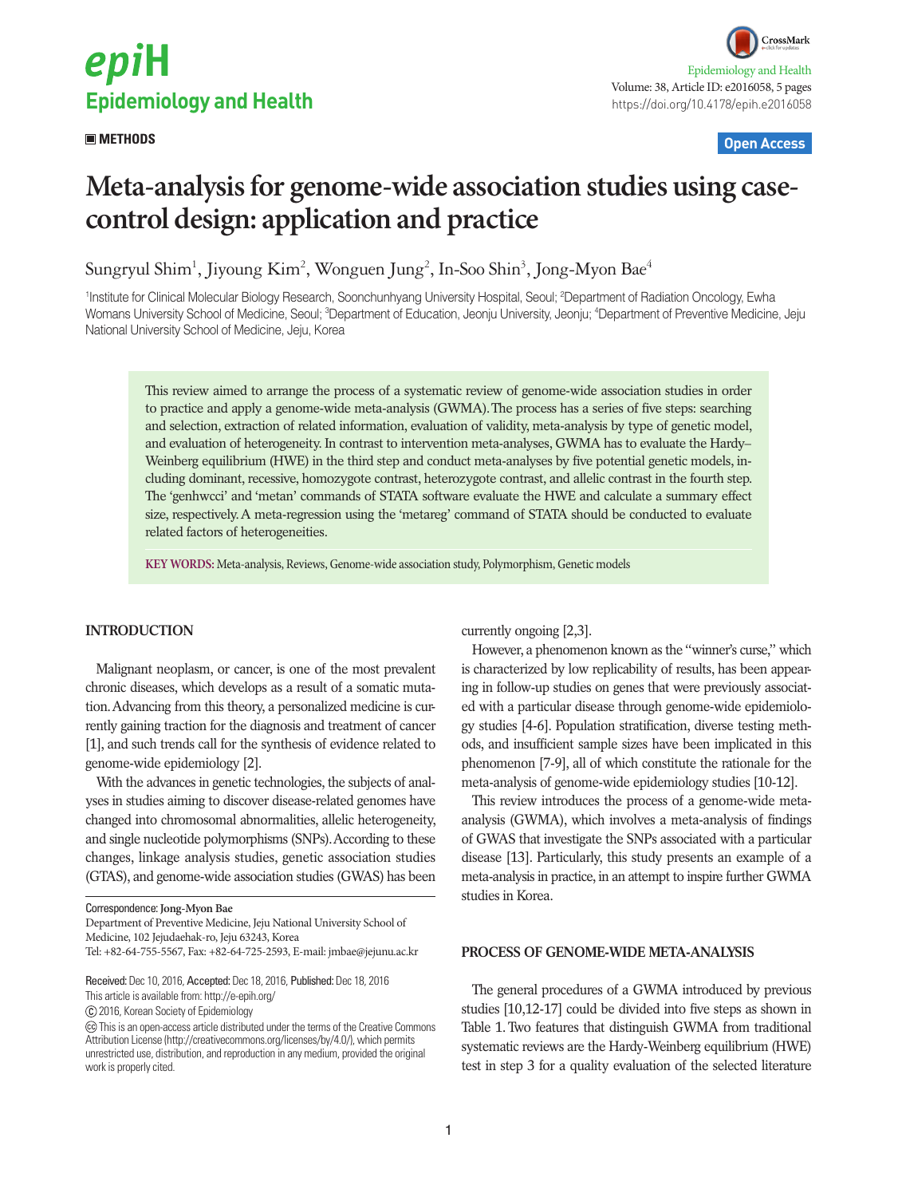METHODS

Open Access

# Meta-analysis for genome-wide association studies using case-control design: application and practice

Sungryul Shim[1], Jiyoung Kim[2], Wonguen Jung[2], In-Soo Shin[3], Jong-Myon Bae[4]

[1]Institute for Clinical Molecular Biology Research, Soonchunhyang University Hospital, Seoul; [2]Department of Radiation Oncology, Ewha Womans University School of Medicine, Seoul; [3]Department of Education, Jeonju University, Jeonju; [4]Department of Preventive Medicine, Jeju National University School of Medicine, Jeju, Korea

This review aimed to arrange the process of a systematic review of genome-wide association studies in order to practice and apply a genome-wide meta-analysis (GWMA). The process has a series of five steps: searching and selection, extraction of related information, evaluation of validity, meta-analysis by type of genetic model, and evaluation of heterogeneity. In contrast to intervention meta-analyses, GWMA has to evaluate the Hardy–Weinberg equilibrium (HWE) in the third step and conduct meta-analyses by five potential genetic models, including dominant, recessive, homozygote contrast, heterozygote contrast, and allelic contrast in the fourth step. The 'genhwcci' and 'metan' commands of STATA software evaluate the HWE and calculate a summary effect size, respectively. A meta-regression using the 'metareg' command of STATA should be conducted to evaluate related factors of heterogeneities.

**KEY WORDS:** Meta-analysis, Reviews, Genome-wide association study, Polymorphism, Genetic models

## INTRODUCTION

Malignant neoplasm, or cancer, is one of the most prevalent chronic diseases, which develops as a result of a somatic mutation. Advancing from this theory, a personalized medicine is currently gaining traction for the diagnosis and treatment of cancer [1], and such trends call for the synthesis of evidence related to genome-wide epidemiology [2].

With the advances in genetic technologies, the subjects of analyses in studies aiming to discover disease-related genomes have changed into chromosomal abnormalities, allelic heterogeneity, and single nucleotide polymorphisms (SNPs). According to these changes, linkage analysis studies, genetic association studies (GTAS), and genome-wide association studies (GWAS) has been currently ongoing [2,3].

However, a phenomenon known as the "winner's curse," which is characterized by low replicability of results, has been appearing in follow-up studies on genes that were previously associated with a particular disease through genome-wide epidemiology studies [4-6]. Population stratification, diverse testing methods, and insufficient sample sizes have been implicated in this phenomenon [7-9], all of which constitute the rationale for the meta-analysis of genome-wide epidemiology studies [10-12].

This review introduces the process of a genome-wide meta-analysis (GWMA), which involves a meta-analysis of findings of GWAS that investigate the SNPs associated with a particular disease [13]. Particularly, this study presents an example of a meta-analysis in practice, in an attempt to inspire further GWMA studies in Korea.

## PROCESS OF GENOME-WIDE META-ANALYSIS

The general procedures of a GWMA introduced by previous studies [10,12-17] could be divided into five steps as shown in Table 1. Two features that distinguish GWMA from traditional systematic reviews are the Hardy-Weinberg equilibrium (HWE) test in step 3 for a quality evaluation of the selected literature

---

Correspondence: **Jong-Myon Bae**
Department of Preventive Medicine, Jeju National University School of Medicine, 102 Jejudaehak-ro, Jeju 63243, Korea
Tel: +82-64-755-5567, Fax: +82-64-725-2593, E-mail: jmbae@jejunu.ac.kr

**Received:** Dec 10, 2016, **Accepted:** Dec 18, 2016, **Published:** Dec 18, 2016
This article is available from: http://e-epih.org/

© 2016, Korean Society of Epidemiology

This is an open-access article distributed under the terms of the Creative Commons Attribution License (http://creativecommons.org/licenses/by/4.0/), which permits unrestricted use, distribution, and reproduction in any medium, provided the original work is properly cited.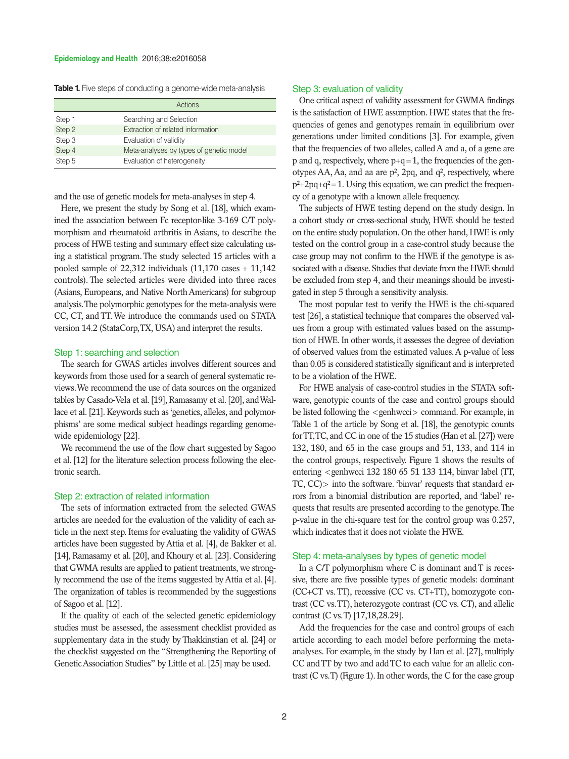**Table 1.** Five steps of conducting a genome-wide meta-analysis

| | Actions |
|---|---|
| Step 1 | Searching and Selection |
| Step 2 | Extraction of related information |
| Step 3 | Evaluation of validity |
| Step 4 | Meta-analyses by types of genetic model |
| Step 5 | Evaluation of heterogeneity |

and the use of genetic models for meta-analyses in step 4.

Here, we present the study by Song et al. [18], which examined the association between Fc receptor-like 3-169 C/T polymorphism and rheumatoid arthritis in Asians, to describe the process of HWE testing and summary effect size calculating using a statistical program. The study selected 15 articles with a pooled sample of 22,312 individuals (11,170 cases + 11,142 controls). The selected articles were divided into three races (Asians, Europeans, and Native North Americans) for subgroup analysis. The polymorphic genotypes for the meta-analysis were CC, CT, and TT. We introduce the commands used on STATA version 14.2 (StataCorp, TX, USA) and interpret the results.

## Step 1: searching and selection

The search for GWAS articles involves different sources and keywords from those used for a search of general systematic reviews. We recommend the use of data sources on the organized tables by Casado-Vela et al. [19], Ramasamy et al. [20], and Wallace et al. [21]. Keywords such as 'genetics, alleles, and polymorphisms' are some medical subject headings regarding genome-wide epidemiology [22].

We recommend the use of the flow chart suggested by Sagoo et al. [12] for the literature selection process following the electronic search.

## Step 2: extraction of related information

The sets of information extracted from the selected GWAS articles are needed for the evaluation of the validity of each article in the next step. Items for evaluating the validity of GWAS articles have been suggested by Attia et al. [4], de Bakker et al. [14], Ramasamy et al. [20], and Khoury et al. [23]. Considering that GWMA results are applied to patient treatments, we strongly recommend the use of the items suggested by Attia et al. [4]. The organization of tables is recommended by the suggestions of Sagoo et al. [12].

If the quality of each of the selected genetic epidemiology studies must be assessed, the assessment checklist provided as supplementary data in the study by Thakkinstian et al. [24] or the checklist suggested on the "Strengthening the Reporting of Genetic Association Studies" by Little et al. [25] may be used.

## Step 3: evaluation of validity

One critical aspect of validity assessment for GWMA findings is the satisfaction of HWE assumption. HWE states that the frequencies of genes and genotypes remain in equilibrium over generations under limited conditions [3]. For example, given that the frequencies of two alleles, called A and a, of a gene are p and q, respectively, where $p+q=1$, the frequencies of the genotypes AA, Aa, and aa are $p^2$, $2pq$, and $q^2$, respectively, where $p^2+2pq+q^2=1$. Using this equation, we can predict the frequency of a genotype with a known allele frequency.

The subjects of HWE testing depend on the study design. In a cohort study or cross-sectional study, HWE should be tested on the entire study population. On the other hand, HWE is only tested on the control group in a case-control study because the case group may not confirm to the HWE if the genotype is associated with a disease. Studies that deviate from the HWE should be excluded from step 4, and their meanings should be investigated in step 5 through a sensitivity analysis.

The most popular test to verify the HWE is the chi-squared test [26], a statistical technique that compares the observed values from a group with estimated values based on the assumption of HWE. In other words, it assesses the degree of deviation of observed values from the estimated values. A p-value of less than 0.05 is considered statistically significant and is interpreted to be a violation of the HWE.

For HWE analysis of case-control studies in the STATA software, genotypic counts of the case and control groups should be listed following the <genhwcci> command. For example, in Table 1 of the article by Song et al. [18], the genotypic counts for TT, TC, and CC in one of the 15 studies (Han et al. [27]) were 132, 180, and 65 in the case groups and 51, 133, and 114 in the control groups, respectively. Figure 1 shows the results of entering <genhwcci 132 180 65 51 133 114, binvar label (TT, TC, CC)> into the software. 'binvar' requests that standard errors from a binomial distribution are reported, and 'label' requests that results are presented according to the genotype. The p-value in the chi-square test for the control group was 0.257, which indicates that it does not violate the HWE.

## Step 4: meta-analyses by types of genetic model

In a C/T polymorphism where C is dominant and T is recessive, there are five possible types of genetic models: dominant (CC+CT vs. TT), recessive (CC vs. CT+TT), homozygote contrast (CC vs. TT), heterozygote contrast (CC vs. CT), and allelic contrast (C vs. T) [17,18,28.29].

Add the frequencies for the case and control groups of each article according to each model before performing the meta-analyses. For example, in the study by Han et al. [27], multiply CC and TT by two and add TC to each value for an allelic contrast (C vs. T) (Figure 1). In other words, the C for the case group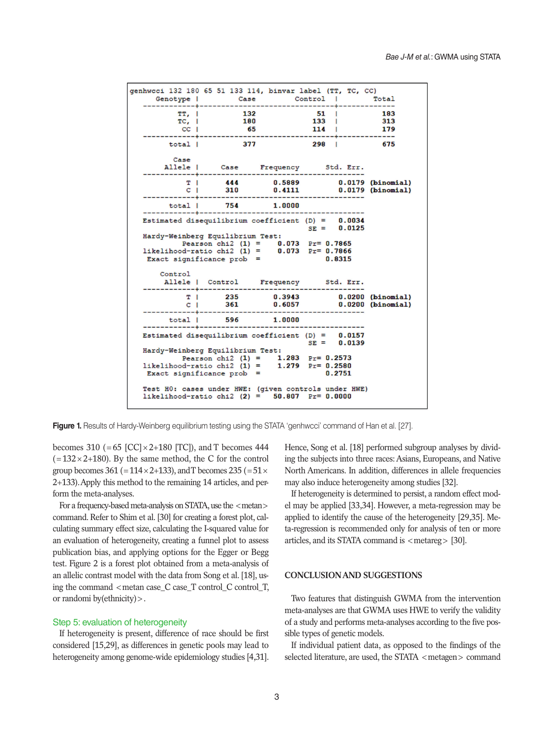```
genhwcci 132 180 65 51 133 114, binvar label (TT, TC, CC)
    Genotype |          Case          Control  |        Total
-------------+-------------------------------+------------
         TT, |           132               51  |          183
         TC, |           180              133  |          313
          CC |            65              114  |          179
-------------+-------------------------------+------------
       total |           377              298  |          675

        Case
      Allele |      Case      Frequency       Std. Err.
-------------+-----------------------------------------
           T |       444         0.5889          0.0179 (binomial)
           C |       310         0.4111          0.0179 (binomial)
-------------+-----------------------------------------
       total |       754         1.0000
-------------+-----------------------------------------
Estimated disequilibrium coefficient (D) =     0.0034
                                      SE =     0.0125
Hardy-Weinberg Equilibrium Test:
          Pearson chi2  (1) =    0.073   Pr= 0.7865
likelihood-ratio chi2  (1) =    0.073   Pr= 0.7866
 Exact significance prob  =              0.8315

     Control
      Allele |   Control      Frequency       Std. Err.
-------------+-----------------------------------------
           T |       235         0.3943          0.0200 (binomial)
           C |       361         0.6057          0.0200 (binomial)
-------------+-----------------------------------------
       total |       596         1.0000
-------------+-----------------------------------------
Estimated disequilibrium coefficient (D) =     0.0157
                                      SE =     0.0139
Hardy-Weinberg Equilibrium Test:
          Pearson chi2  (1) =    1.283   Pr= 0.2573
likelihood-ratio chi2  (1) =    1.279   Pr= 0.2580
 Exact significance prob  =              0.2751

Test H0: cases under HWE: (given controls under HWE)
likelihood-ratio chi2  (2) =   50.807   Pr= 0.0000
```

**Figure 1.** Results of Hardy-Weinberg equilibrium testing using the STATA 'genhwcci' command of Han et al. [27].

becomes 310 (=65 [CC]×2+180 [TC]), and T becomes 444 (=132×2+180). By the same method, the C for the control group becomes 361 (=114×2+133), and T becomes 235 (=51×2+133). Apply this method to the remaining 14 articles, and perform the meta-analyses.

For a frequency-based meta-analysis on STATA, use the <metan> command. Refer to Shim et al. [30] for creating a forest plot, calculating summary effect size, calculating the I-squared value for an evaluation of heterogeneity, creating a funnel plot to assess publication bias, and applying options for the Egger or Begg test. Figure 2 is a forest plot obtained from a meta-analysis of an allelic contrast model with the data from Song et al. [18], using the command <metan case_C case_T control_C control_T, or randomi by(ethnicity)>.

### Step 5: evaluation of heterogeneity

If heterogeneity is present, difference of race should be first considered [15,29], as differences in genetic pools may lead to heterogeneity among genome-wide epidemiology studies [4,31]. Hence, Song et al. [18] performed subgroup analyses by dividing the subjects into three races: Asians, Europeans, and Native North Americans. In addition, differences in allele frequencies may also induce heterogeneity among studies [32].

If heterogeneity is determined to persist, a random effect model may be applied [33,34]. However, a meta-regression may be applied to identify the cause of the heterogeneity [29,35]. Meta-regression is recommended only for analysis of ten or more articles, and its STATA command is <metareg> [30].

## CONCLUSION AND SUGGESTIONS

Two features that distinguish GWMA from the intervention meta-analyses are that GWMA uses HWE to verify the validity of a study and performs meta-analyses according to the five possible types of genetic models.

If individual patient data, as opposed to the findings of the selected literature, are used, the STATA <metagen> command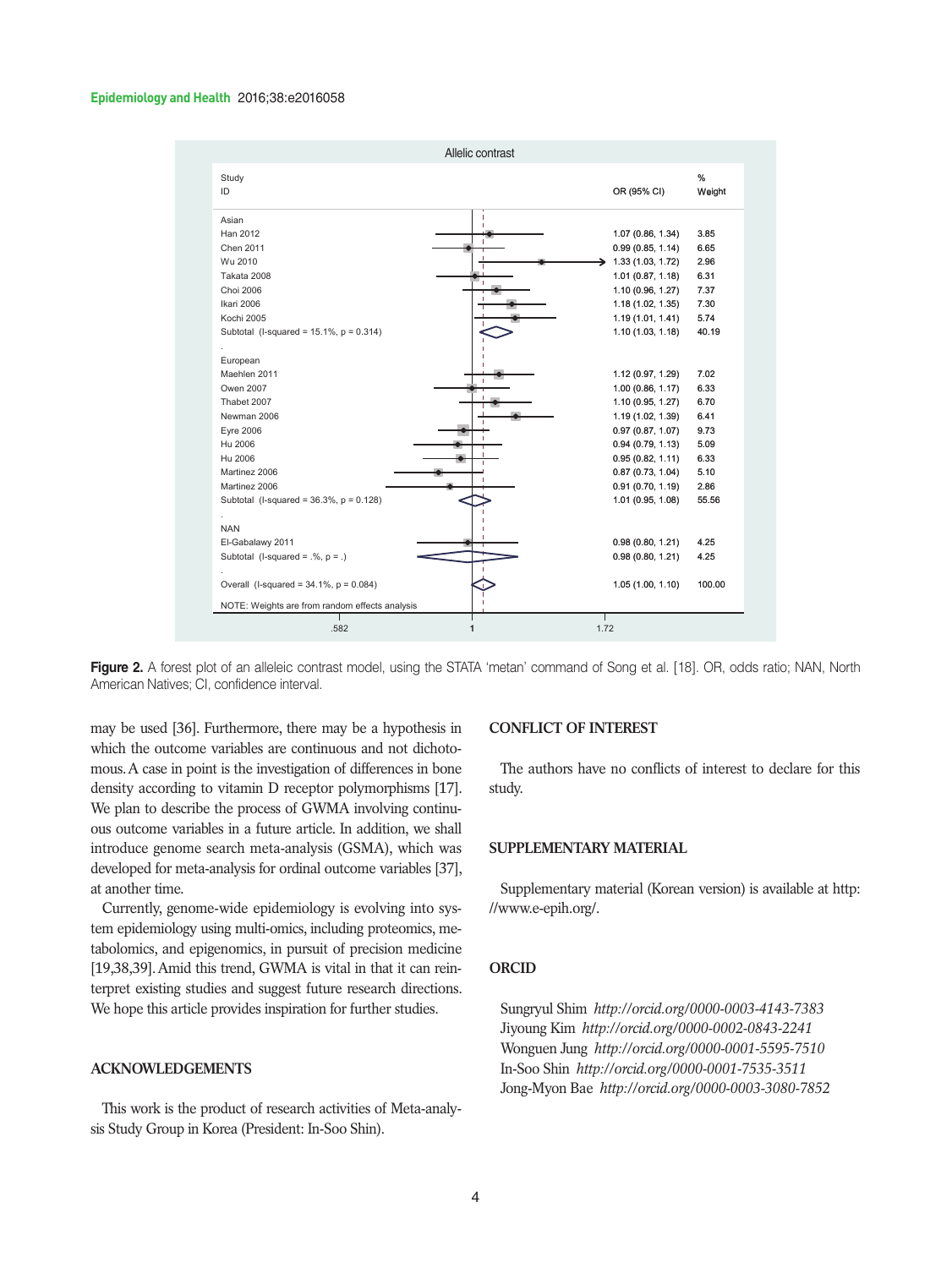Allelic contrast

| Study ID | OR (95% CI) | % Weight |
|---|---|---|
| **Asian** | | |
| Han 2012 | 1.07 (0.86, 1.34) | 3.85 |
| Chen 2011 | 0.99 (0.85, 1.14) | 6.65 |
| Wu 2010 | 1.33 (1.03, 1.72) | 2.96 |
| Takata 2008 | 1.01 (0.87, 1.18) | 6.31 |
| Choi 2006 | 1.10 (0.96, 1.27) | 7.37 |
| Ikari 2006 | 1.18 (1.02, 1.35) | 7.30 |
| Kochi 2005 | 1.19 (1.01, 1.41) | 5.74 |
| Subtotal (I-squared = 15.1%, p = 0.314) | 1.10 (1.03, 1.18) | 40.19 |
| **European** | | |
| Maehlen 2011 | 1.12 (0.97, 1.29) | 7.02 |
| Owen 2007 | 1.00 (0.86, 1.17) | 6.33 |
| Thabet 2007 | 1.10 (0.95, 1.27) | 6.70 |
| Newman 2006 | 1.19 (1.02, 1.39) | 6.41 |
| Eyre 2006 | 0.97 (0.87, 1.07) | 9.73 |
| Hu 2006 | 0.94 (0.79, 1.13) | 5.09 |
| Hu 2006 | 0.95 (0.82, 1.11) | 6.33 |
| Martinez 2006 | 0.87 (0.73, 1.04) | 5.10 |
| Martinez 2006 | 0.91 (0.70, 1.19) | 2.86 |
| Subtotal (I-squared = 36.3%, p = 0.128) | 1.01 (0.95, 1.08) | 55.56 |
| **NAN** | | |
| El-Gabalawy 2011 | 0.98 (0.80, 1.21) | 4.25 |
| Subtotal (I-squared = .%, p = .) | 0.98 (0.80, 1.21) | 4.25 |
| Overall (I-squared = 34.1%, p = 0.084) | 1.05 (1.00, 1.10) | 100.00 |

NOTE: Weights are from random effects analysis

Axis: .582 | 1 | 1.72

**Figure 2.** A forest plot of an alleleic contrast model, using the STATA 'metan' command of Song et al. [18]. OR, odds ratio; NAN, North American Natives; CI, confidence interval.

may be used [36]. Furthermore, there may be a hypothesis in which the outcome variables are continuous and not dichotomous. A case in point is the investigation of differences in bone density according to vitamin D receptor polymorphisms [17]. We plan to describe the process of GWMA involving continuous outcome variables in a future article. In addition, we shall introduce genome search meta-analysis (GSMA), which was developed for meta-analysis for ordinal outcome variables [37], at another time.

Currently, genome-wide epidemiology is evolving into system epidemiology using multi-omics, including proteomics, metabolomics, and epigenomics, in pursuit of precision medicine [19,38,39]. Amid this trend, GWMA is vital in that it can reinterpret existing studies and suggest future research directions. We hope this article provides inspiration for further studies.

## ACKNOWLEDGEMENTS

This work is the product of research activities of Meta-analysis Study Group in Korea (President: In-Soo Shin).

## CONFLICT OF INTEREST

The authors have no conflicts of interest to declare for this study.

## SUPPLEMENTARY MATERIAL

Supplementary material (Korean version) is available at http://www.e-epih.org/.

## ORCID

Sungryul Shim *http://orcid.org/0000-0003-4143-7383*
Jiyoung Kim *http://orcid.org/0000-0002-0843-2241*
Wonguen Jung *http://orcid.org/0000-0001-5595-7510*
In-Soo Shin *http://orcid.org/0000-0001-7535-3511*
Jong-Myon Bae *http://orcid.org/0000-0003-3080-7852*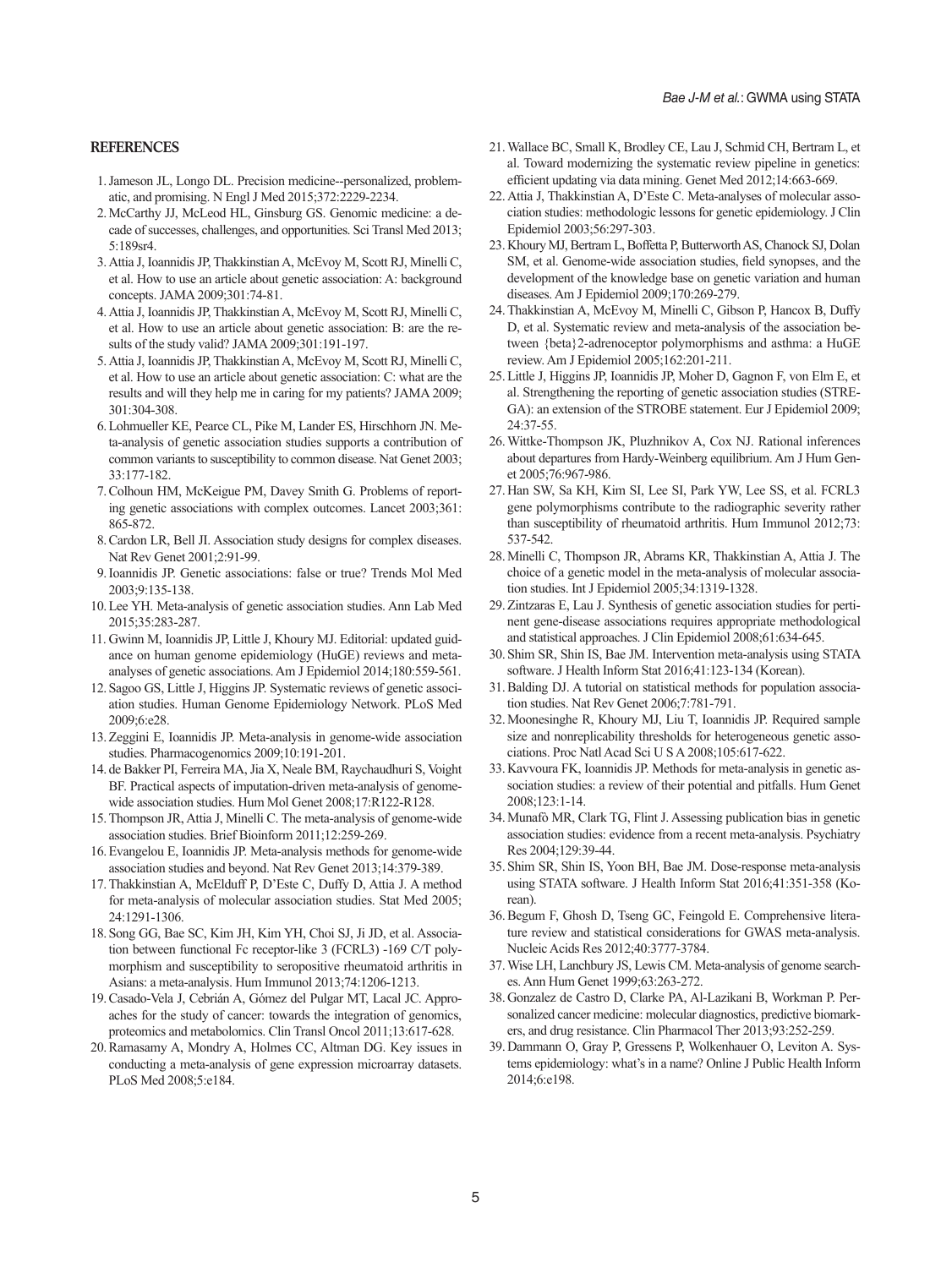## REFERENCES

1. Jameson JL, Longo DL. Precision medicine--personalized, problematic, and promising. N Engl J Med 2015;372:2229-2234.
2. McCarthy JJ, McLeod HL, Ginsburg GS. Genomic medicine: a decade of successes, challenges, and opportunities. Sci Transl Med 2013; 5:189sr4.
3. Attia J, Ioannidis JP, Thakkinstian A, McEvoy M, Scott RJ, Minelli C, et al. How to use an article about genetic association: A: background concepts. JAMA 2009;301:74-81.
4. Attia J, Ioannidis JP, Thakkinstian A, McEvoy M, Scott RJ, Minelli C, et al. How to use an article about genetic association: B: are the results of the study valid? JAMA 2009;301:191-197.
5. Attia J, Ioannidis JP, Thakkinstian A, McEvoy M, Scott RJ, Minelli C, et al. How to use an article about genetic association: C: what are the results and will they help me in caring for my patients? JAMA 2009; 301:304-308.
6. Lohmueller KE, Pearce CL, Pike M, Lander ES, Hirschhorn JN. Meta-analysis of genetic association studies supports a contribution of common variants to susceptibility to common disease. Nat Genet 2003; 33:177-182.
7. Colhoun HM, McKeigue PM, Davey Smith G. Problems of reporting genetic associations with complex outcomes. Lancet 2003;361: 865-872.
8. Cardon LR, Bell JI. Association study designs for complex diseases. Nat Rev Genet 2001;2:91-99.
9. Ioannidis JP. Genetic associations: false or true? Trends Mol Med 2003;9:135-138.
10. Lee YH. Meta-analysis of genetic association studies. Ann Lab Med 2015;35:283-287.
11. Gwinn M, Ioannidis JP, Little J, Khoury MJ. Editorial: updated guidance on human genome epidemiology (HuGE) reviews and meta-analyses of genetic associations. Am J Epidemiol 2014;180:559-561.
12. Sagoo GS, Little J, Higgins JP. Systematic reviews of genetic association studies. Human Genome Epidemiology Network. PLoS Med 2009;6:e28.
13. Zeggini E, Ioannidis JP. Meta-analysis in genome-wide association studies. Pharmacogenomics 2009;10:191-201.
14. de Bakker PI, Ferreira MA, Jia X, Neale BM, Raychaudhuri S, Voight BF. Practical aspects of imputation-driven meta-analysis of genome-wide association studies. Hum Mol Genet 2008;17:R122-R128.
15. Thompson JR, Attia J, Minelli C. The meta-analysis of genome-wide association studies. Brief Bioinform 2011;12:259-269.
16. Evangelou E, Ioannidis JP. Meta-analysis methods for genome-wide association studies and beyond. Nat Rev Genet 2013;14:379-389.
17. Thakkinstian A, McElduff P, D'Este C, Duffy D, Attia J. A method for meta-analysis of molecular association studies. Stat Med 2005; 24:1291-1306.
18. Song GG, Bae SC, Kim JH, Kim YH, Choi SJ, Ji JD, et al. Association between functional Fc receptor-like 3 (FCRL3) -169 C/T polymorphism and susceptibility to seropositive rheumatoid arthritis in Asians: a meta-analysis. Hum Immunol 2013;74:1206-1213.
19. Casado-Vela J, Cebrián A, Gómez del Pulgar MT, Lacal JC. Approaches for the study of cancer: towards the integration of genomics, proteomics and metabolomics. Clin Transl Oncol 2011;13:617-628.
20. Ramasamy A, Mondry A, Holmes CC, Altman DG. Key issues in conducting a meta-analysis of gene expression microarray datasets. PLoS Med 2008;5:e184.
21. Wallace BC, Small K, Brodley CE, Lau J, Schmid CH, Bertram L, et al. Toward modernizing the systematic review pipeline in genetics: efficient updating via data mining. Genet Med 2012;14:663-669.
22. Attia J, Thakkinstian A, D'Este C. Meta-analyses of molecular association studies: methodologic lessons for genetic epidemiology. J Clin Epidemiol 2003;56:297-303.
23. Khoury MJ, Bertram L, Boffetta P, Butterworth AS, Chanock SJ, Dolan SM, et al. Genome-wide association studies, field synopses, and the development of the knowledge base on genetic variation and human diseases. Am J Epidemiol 2009;170:269-279.
24. Thakkinstian A, McEvoy M, Minelli C, Gibson P, Hancox B, Duffy D, et al. Systematic review and meta-analysis of the association between {beta}2-adrenoceptor polymorphisms and asthma: a HuGE review. Am J Epidemiol 2005;162:201-211.
25. Little J, Higgins JP, Ioannidis JP, Moher D, Gagnon F, von Elm E, et al. Strengthening the reporting of genetic association studies (STREGA): an extension of the STROBE statement. Eur J Epidemiol 2009; 24:37-55.
26. Wittke-Thompson JK, Pluzhnikov A, Cox NJ. Rational inferences about departures from Hardy-Weinberg equilibrium. Am J Hum Genet 2005;76:967-986.
27. Han SW, Sa KH, Kim SI, Lee SI, Park YW, Lee SS, et al. FCRL3 gene polymorphisms contribute to the radiographic severity rather than susceptibility of rheumatoid arthritis. Hum Immunol 2012;73: 537-542.
28. Minelli C, Thompson JR, Abrams KR, Thakkinstian A, Attia J. The choice of a genetic model in the meta-analysis of molecular association studies. Int J Epidemiol 2005;34:1319-1328.
29. Zintzaras E, Lau J. Synthesis of genetic association studies for pertinent gene-disease associations requires appropriate methodological and statistical approaches. J Clin Epidemiol 2008;61:634-645.
30. Shim SR, Shin IS, Bae JM. Intervention meta-analysis using STATA software. J Health Inform Stat 2016;41:123-134 (Korean).
31. Balding DJ. A tutorial on statistical methods for population association studies. Nat Rev Genet 2006;7:781-791.
32. Moonesinghe R, Khoury MJ, Liu T, Ioannidis JP. Required sample size and nonreplicability thresholds for heterogeneous genetic associations. Proc Natl Acad Sci U S A 2008;105:617-622.
33. Kavvoura FK, Ioannidis JP. Methods for meta-analysis in genetic association studies: a review of their potential and pitfalls. Hum Genet 2008;123:1-14.
34. Munafò MR, Clark TG, Flint J. Assessing publication bias in genetic association studies: evidence from a recent meta-analysis. Psychiatry Res 2004;129:39-44.
35. Shim SR, Shin IS, Yoon BH, Bae JM. Dose-response meta-analysis using STATA software. J Health Inform Stat 2016;41:351-358 (Korean).
36. Begum F, Ghosh D, Tseng GC, Feingold E. Comprehensive literature review and statistical considerations for GWAS meta-analysis. Nucleic Acids Res 2012;40:3777-3784.
37. Wise LH, Lanchbury JS, Lewis CM. Meta-analysis of genome searches. Ann Hum Genet 1999;63:263-272.
38. Gonzalez de Castro D, Clarke PA, Al-Lazikani B, Workman P. Personalized cancer medicine: molecular diagnostics, predictive biomarkers, and drug resistance. Clin Pharmacol Ther 2013;93:252-259.
39. Dammann O, Gray P, Gressens P, Wolkenhauer O, Leviton A. Systems epidemiology: what's in a name? Online J Public Health Inform 2014;6:e198.